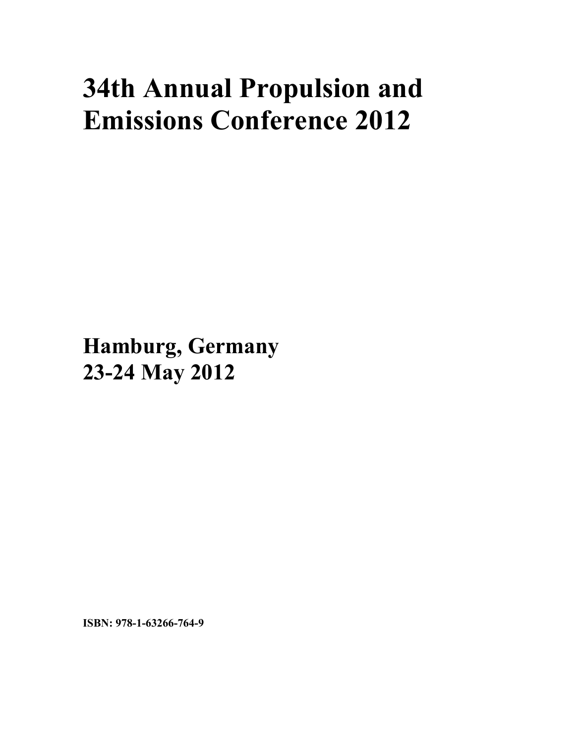# 34th Annual Propulsion and Emissions Conference 2012

**Hamburg, Germany**
**23-24 May 2012**

**ISBN: 978-1-63266-764-9**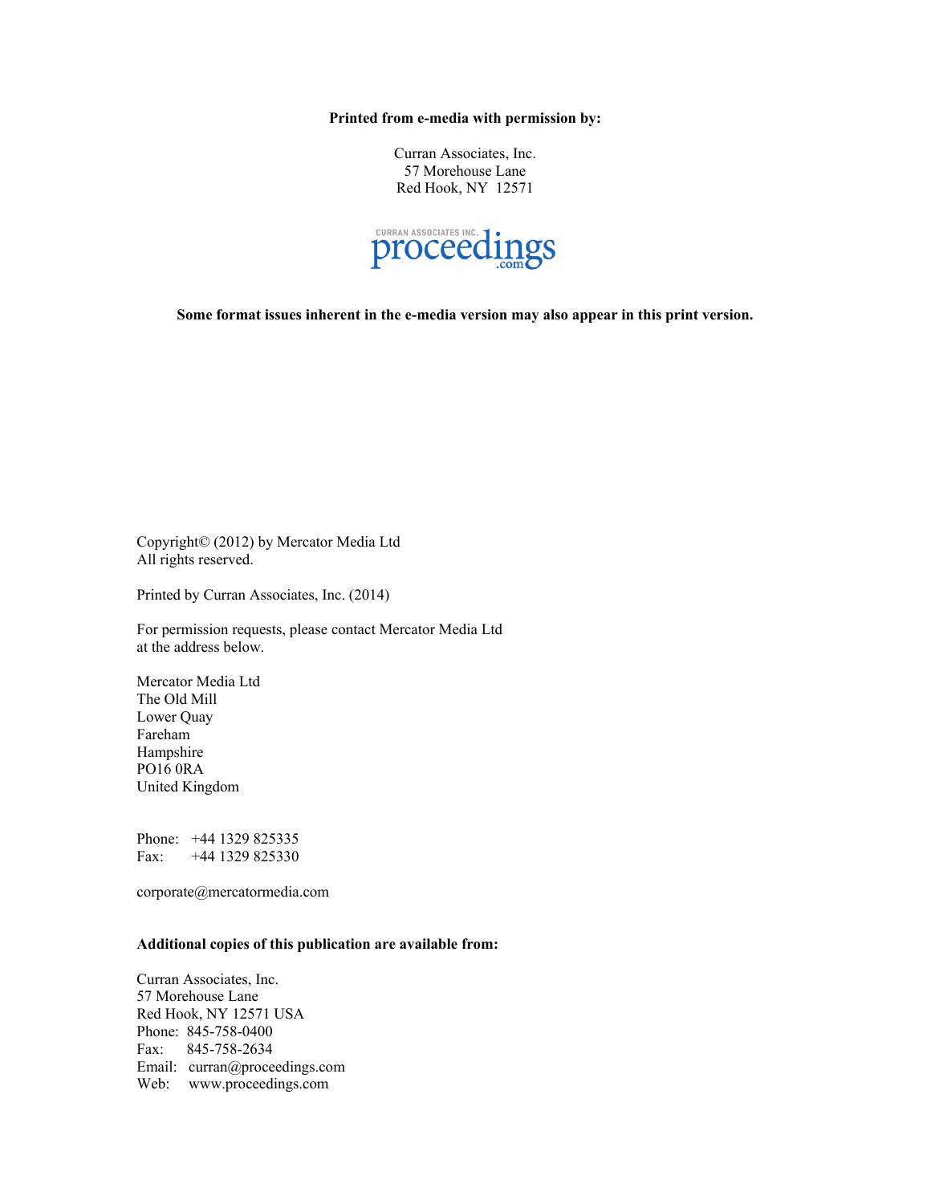**Printed from e-media with permission by:**

Curran Associates, Inc.
57 Morehouse Lane
Red Hook, NY 12571

CURRAN ASSOCIATES INC.
proceedings
.com

**Some format issues inherent in the e-media version may also appear in this print version.**

Copyright© (2012) by Mercator Media Ltd
All rights reserved.

Printed by Curran Associates, Inc. (2014)

For permission requests, please contact Mercator Media Ltd
at the address below.

Mercator Media Ltd
The Old Mill
Lower Quay
Fareham
Hampshire
PO16 0RA
United Kingdom

Phone: +44 1329 825335
Fax: +44 1329 825330

corporate@mercatormedia.com

**Additional copies of this publication are available from:**

Curran Associates, Inc.
57 Morehouse Lane
Red Hook, NY 12571 USA
Phone: 845-758-0400
Fax: 845-758-2634
Email: curran@proceedings.com
Web: www.proceedings.com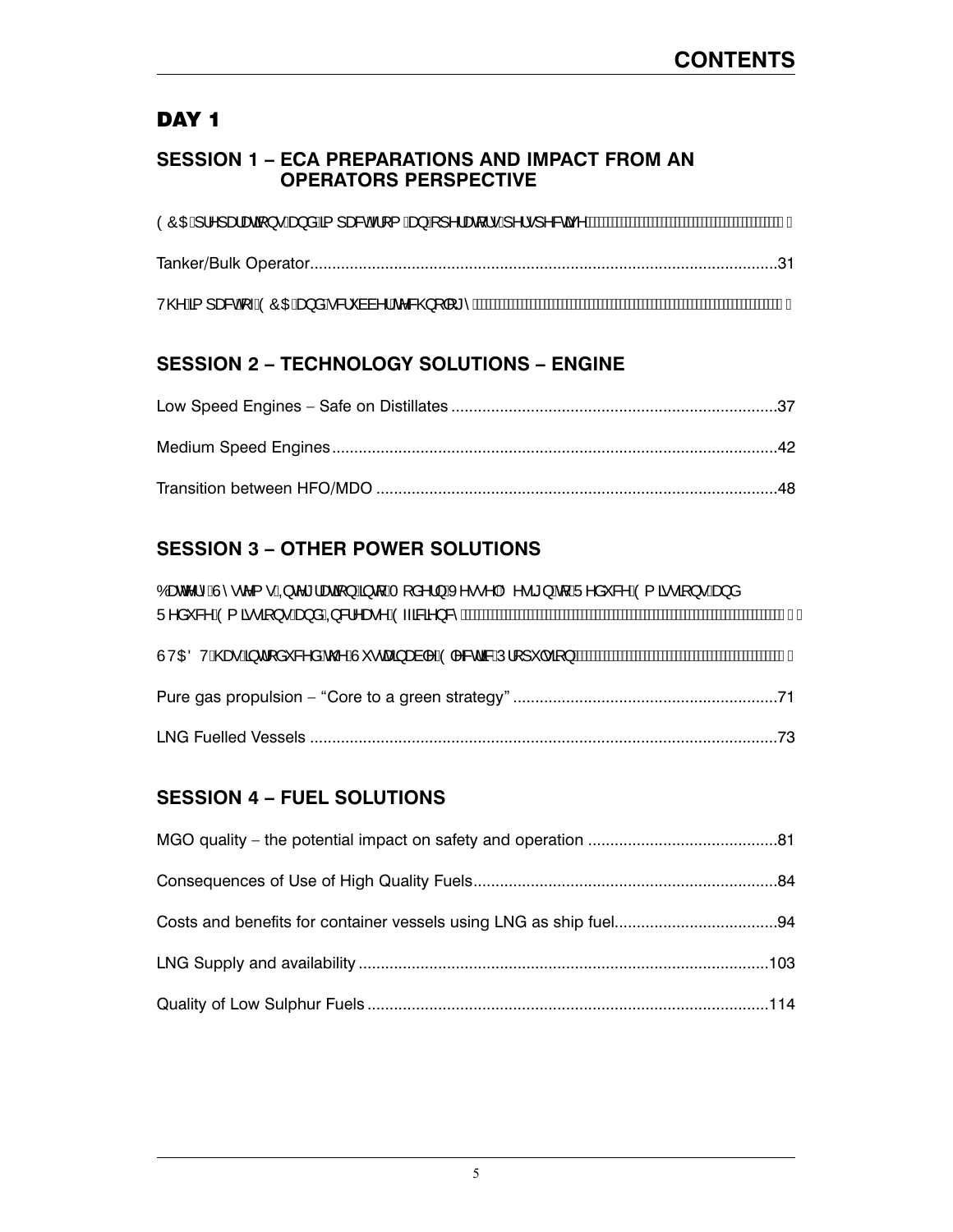# CONTENTS

## DAY 1

### SESSION 1 – ECA PREPARATIONS AND IMPACT FROM AN OPERATORS PERSPECTIVE

ECA preparations and impact from an operators perspective

Tanker/Bulk Operator ..... 31

The impact of ECA and scrubber technology

### SESSION 2 – TECHNOLOGY SOLUTIONS – ENGINE

Low Speed Engines – Safe on Distillates ..... 37

Medium Speed Engines ..... 42

Transition between HFO/MDO ..... 48

### SESSION 3 – OTHER POWER SOLUTIONS

Battery Systems Integration into Modern Vessel Design to Reduce Emissions and Reduce Emissions and Increase Efficiency

STADT has introduced the Sustainable Electric Propulsion

Pure gas propulsion – "Core to a green strategy" ..... 71

LNG Fuelled Vessels ..... 73

### SESSION 4 – FUEL SOLUTIONS

MGO quality – the potential impact on safety and operation ..... 81

Consequences of Use of High Quality Fuels ..... 84

Costs and benefits for container vessels using LNG as ship fuel ..... 94

LNG Supply and availability ..... 103

Quality of Low Sulphur Fuels ..... 114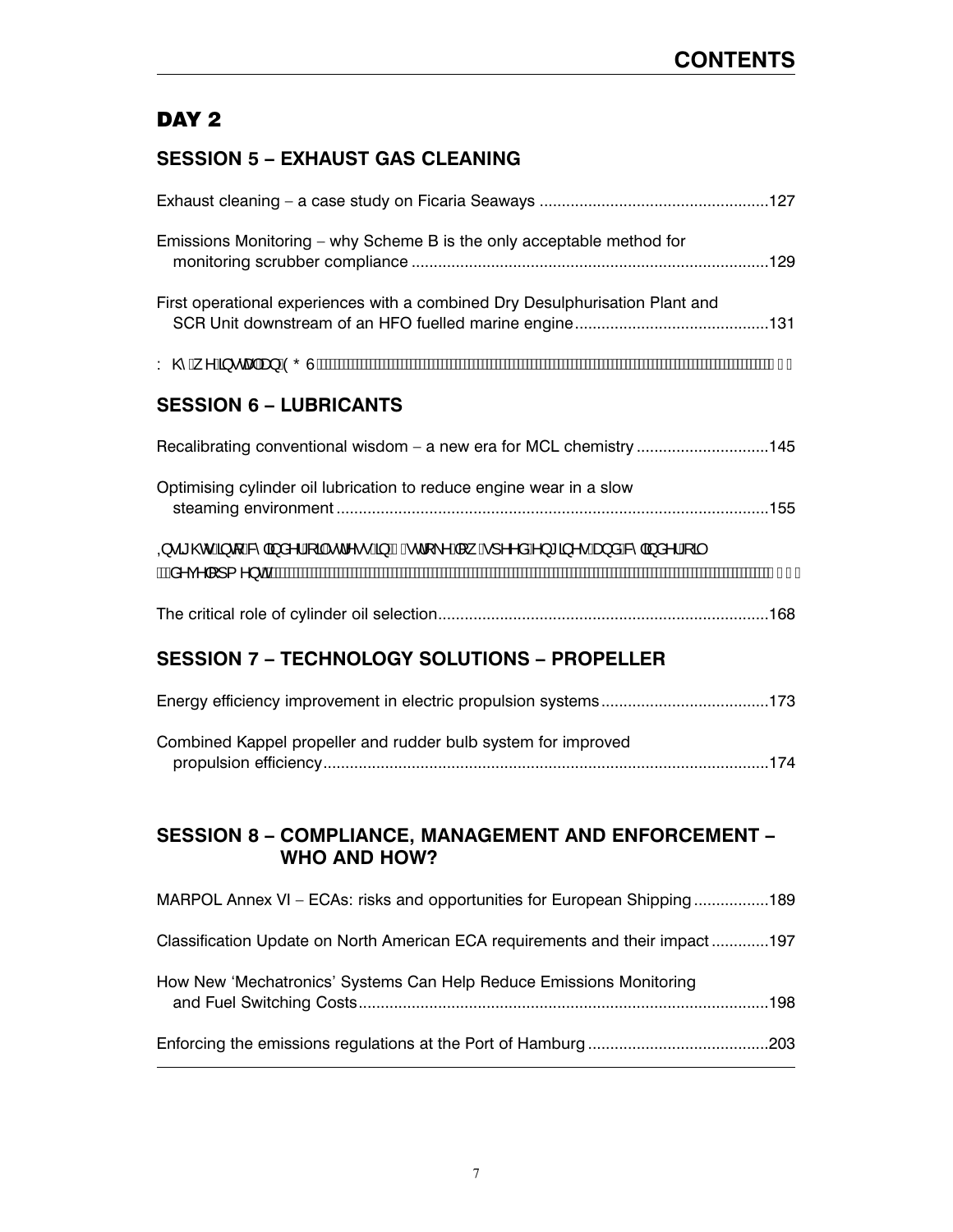# CONTENTS

## DAY 2

### SESSION 5 – EXHAUST GAS CLEANING

Exhaust cleaning – a case study on Ficaria Seaways ....................................................127

Emissions Monitoring – why Scheme B is the only acceptable method for monitoring scrubber compliance ................................................................................129

First operational experiences with a combined Dry Desulphurisation Plant and SCR Unit downstream of an HFO fuelled marine engine............................................131

Why we installed an EGS ..........................................................................................................

### SESSION 6 – LUBRICANTS

Recalibrating conventional wisdom – a new era for MCL chemistry ..............................145

Optimising cylinder oil lubrication to reduce engine wear in a slow steaming environment .................................................................................................155

Insights into cylinder oil tests in 2-stroke low speed engines and cylinder oil development ..........................................................................................................

The critical role of cylinder oil selection..........................................................................168

### SESSION 7 – TECHNOLOGY SOLUTIONS – PROPELLER

Energy efficiency improvement in electric propulsion systems......................................173

Combined Kappel propeller and rudder bulb system for improved propulsion efficiency.....................................................................................................174

### SESSION 8 – COMPLIANCE, MANAGEMENT AND ENFORCEMENT – WHO AND HOW?

MARPOL Annex VI – ECAs: risks and opportunities for European Shipping .................189

Classification Update on North American ECA requirements and their impact .............197

How New 'Mechatronics' Systems Can Help Reduce Emissions Monitoring and Fuel Switching Costs............................................................................................198

Enforcing the emissions regulations at the Port of Hamburg .........................................203